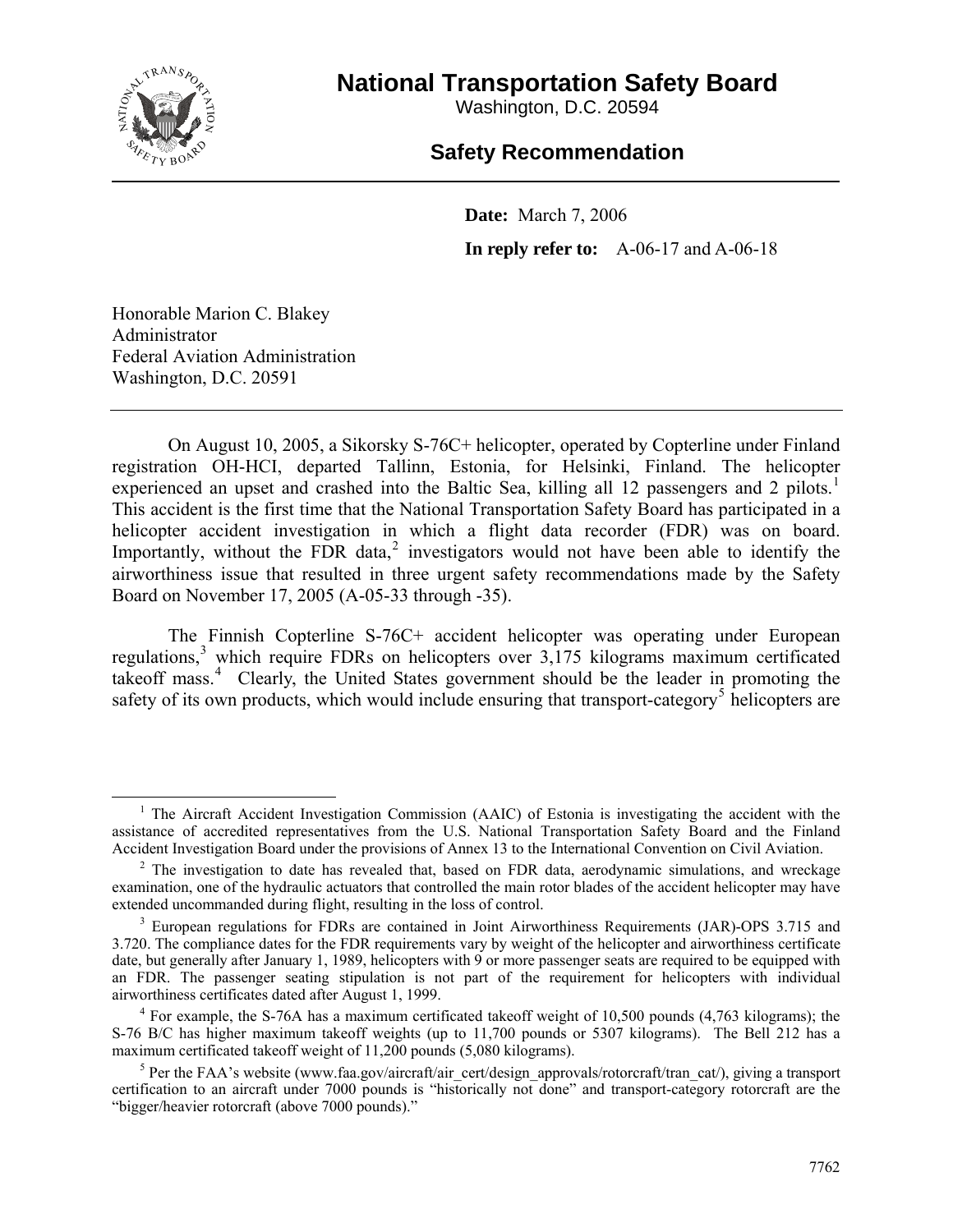# National Transportation Safety Board

Washington, D.C. 20594

## Safety Recommendation

**Date:** March 7, 2006

**In reply to refer to:** A-06-17 and A-06-18

Honorable Marion C. Blakey
Administrator
Federal Aviation Administration
Washington, D.C. 20591

---

On August 10, 2005, a Sikorsky S-76C+ helicopter, operated by Copterline under Finland registration OH-HCI, departed Tallinn, Estonia, for Helsinki, Finland. The helicopter experienced an upset and crashed into the Baltic Sea, killing all 12 passengers and 2 pilots.[1] This accident is the first time that the National Transportation Safety Board has participated in a helicopter accident investigation in which a flight data recorder (FDR) was on board. Importantly, without the FDR data,[2] investigators would not have been able to identify the airworthiness issue that resulted in three urgent safety recommendations made by the Safety Board on November 17, 2005 (A-05-33 through -35).

The Finnish Copterline S-76C+ accident helicopter was operating under European regulations,[3] which require FDRs on helicopters over 3,175 kilograms maximum certificated takeoff mass.[4] Clearly, the United States government should be the leader in promoting the safety of its own products, which would include ensuring that transport-category[5] helicopters are

---

[1] The Aircraft Accident Investigation Commission (AAIC) of Estonia is investigating the accident with the assistance of accredited representatives from the U.S. National Transportation Safety Board and the Finland Accident Investigation Board under the provisions of Annex 13 to the International Convention on Civil Aviation.

[2] The investigation to date has revealed that, based on FDR data, aerodynamic simulations, and wreckage examination, one of the hydraulic actuators that controlled the main rotor blades of the accident helicopter may have extended uncommanded during flight, resulting in the loss of control.

[3] European regulations for FDRs are contained in Joint Airworthiness Requirements (JAR)-OPS 3.715 and 3.720. The compliance dates for the FDR requirements vary by weight of the helicopter and airworthiness certificate date, but generally after January 1, 1989, helicopters with 9 or more passenger seats are required to be equipped with an FDR. The passenger seating stipulation is not part of the requirement for helicopters with individual airworthiness certificates dated after August 1, 1999.

[4] For example, the S-76A has a maximum certificated takeoff weight of 10,500 pounds (4,763 kilograms); the S-76 B/C has higher maximum takeoff weights (up to 11,700 pounds or 5307 kilograms). The Bell 212 has a maximum certificated takeoff weight of 11,200 pounds (5,080 kilograms).

[5] Per the FAA's website (www.faa.gov/aircraft/air_cert/design_approvals/rotorcraft/tran_cat/), giving a transport certification to an aircraft under 7000 pounds is "historically not done" and transport-category rotorcraft are the "bigger/heavier rotorcraft (above 7000 pounds)."

7762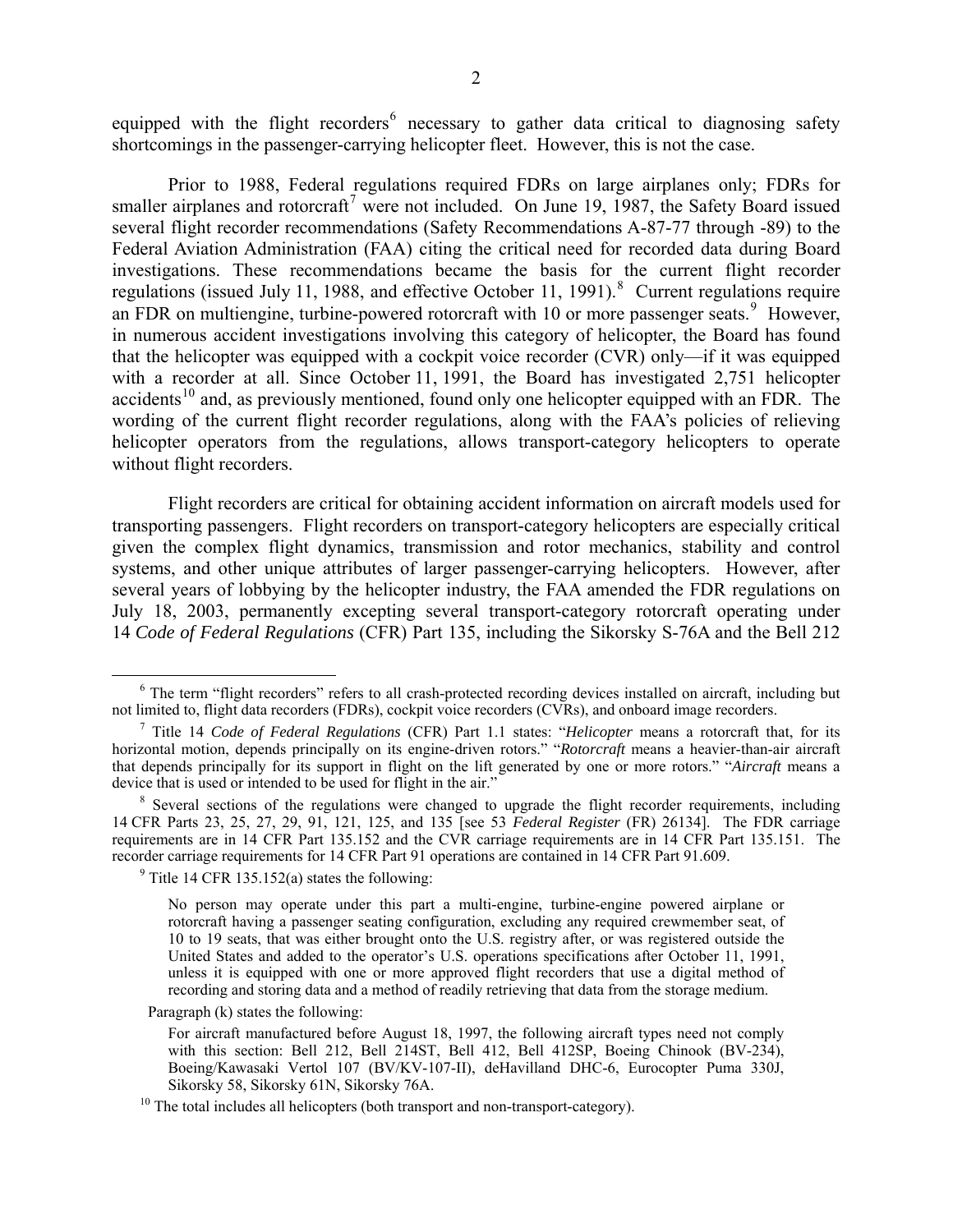equipped with the flight recorders[6] necessary to gather data critical to diagnosing safety shortcomings in the passenger-carrying helicopter fleet. However, this is not the case.

Prior to 1988, Federal regulations required FDRs on large airplanes only; FDRs for smaller airplanes and rotorcraft[7] were not included. On June 19, 1987, the Safety Board issued several flight recorder recommendations (Safety Recommendations A-87-77 through -89) to the Federal Aviation Administration (FAA) citing the critical need for recorded data during Board investigations. These recommendations became the basis for the current flight recorder regulations (issued July 11, 1988, and effective October 11, 1991).[8] Current regulations require an FDR on multiengine, turbine-powered rotorcraft with 10 or more passenger seats.[9] However, in numerous accident investigations involving this category of helicopter, the Board has found that the helicopter was equipped with a cockpit voice recorder (CVR) only—if it was equipped with a recorder at all. Since October 11, 1991, the Board has investigated 2,751 helicopter accidents[10] and, as previously mentioned, found only one helicopter equipped with an FDR. The wording of the current flight recorder regulations, along with the FAA's policies of relieving helicopter operators from the regulations, allows transport-category helicopters to operate without flight recorders.

Flight recorders are critical for obtaining accident information on aircraft models used for transporting passengers. Flight recorders on transport-category helicopters are especially critical given the complex flight dynamics, transmission and rotor mechanics, stability and control systems, and other unique attributes of larger passenger-carrying helicopters. However, after several years of lobbying by the helicopter industry, the FAA amended the FDR regulations on July 18, 2003, permanently excepting several transport-category rotorcraft operating under 14 *Code of Federal Regulations* (CFR) Part 135, including the Sikorsky S-76A and the Bell 212

---

[6] The term "flight recorders" refers to all crash-protected recording devices installed on aircraft, including but not limited to, flight data recorders (FDRs), cockpit voice recorders (CVRs), and onboard image recorders.

[7] Title 14 *Code of Federal Regulations* (CFR) Part 1.1 states: "*Helicopter* means a rotorcraft that, for its horizontal motion, depends principally on its engine-driven rotors." "*Rotorcraft* means a heavier-than-air aircraft that depends principally for its support in flight on the lift generated by one or more rotors." "*Aircraft* means a device that is used or intended to be used for flight in the air."

[8] Several sections of the regulations were changed to upgrade the flight recorder requirements, including 14 CFR Parts 23, 25, 27, 29, 91, 121, 125, and 135 [see 53 *Federal Register* (FR) 26134]. The FDR carriage requirements are in 14 CFR Part 135.152 and the CVR carriage requirements are in 14 CFR Part 135.151. The recorder carriage requirements for 14 CFR Part 91 operations are contained in 14 CFR Part 91.609.

[9] Title 14 CFR 135.152(a) states the following:

> No person may operate under this part a multi-engine, turbine-engine powered airplane or rotorcraft having a passenger seating configuration, excluding any required crewmember seat, of 10 to 19 seats, that was either brought onto the U.S. registry after, or was registered outside the United States and added to the operator's U.S. operations specifications after October 11, 1991, unless it is equipped with one or more approved flight recorders that use a digital method of recording and storing data and a method of readily retrieving that data from the storage medium.

Paragraph (k) states the following:

> For aircraft manufactured before August 18, 1997, the following aircraft types need not comply with this section: Bell 212, Bell 214ST, Bell 412, Bell 412SP, Boeing Chinook (BV-234), Boeing/Kawasaki Vertol 107 (BV/KV-107-II), deHavilland DHC-6, Eurocopter Puma 330J, Sikorsky 58, Sikorsky 61N, Sikorsky 76A.

[10] The total includes all helicopters (both transport and non-transport-category).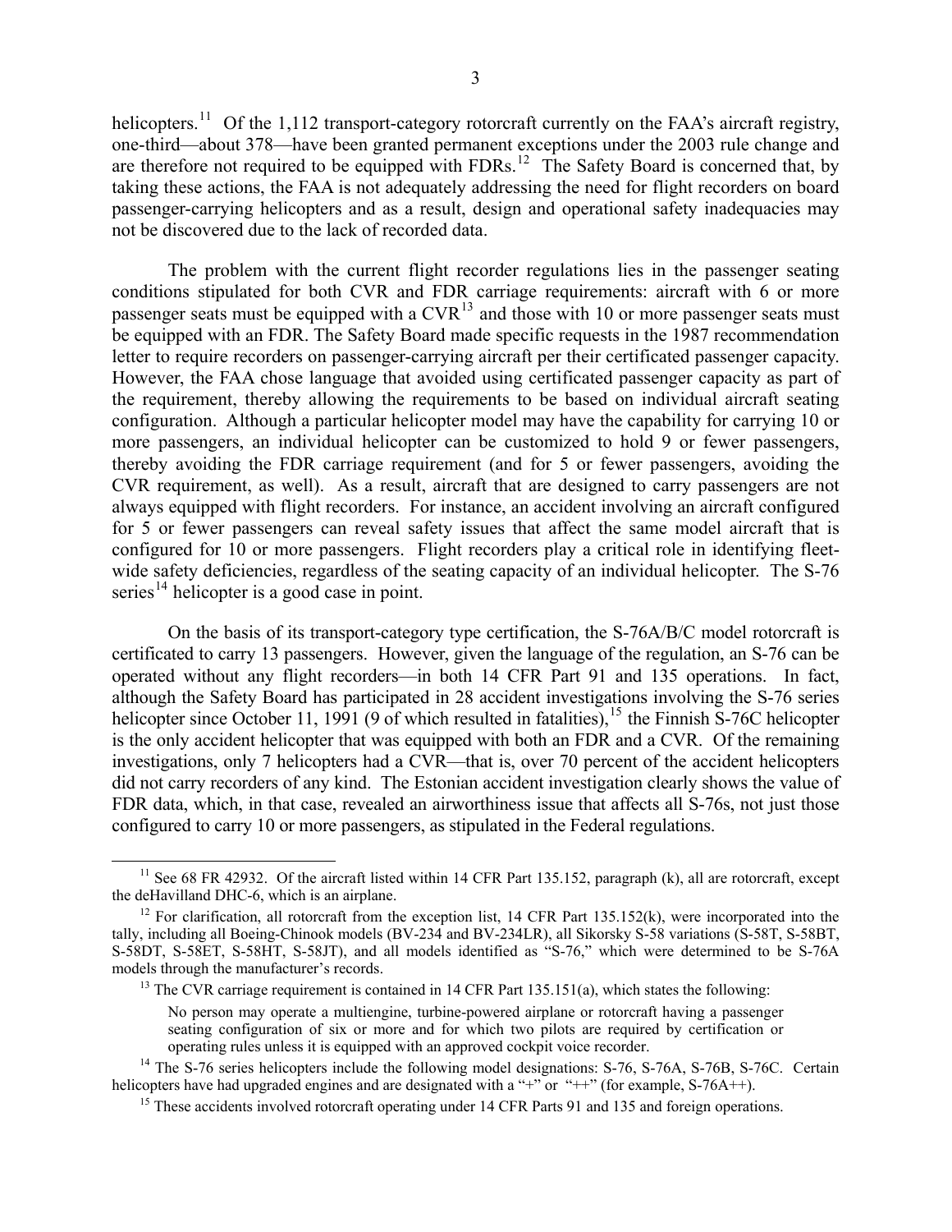helicopters.[11] Of the 1,112 transport-category rotorcraft currently on the FAA's aircraft registry, one-third—about 378—have been granted permanent exceptions under the 2003 rule change and are therefore not required to be equipped with FDRs.[12] The Safety Board is concerned that, by taking these actions, the FAA is not adequately addressing the need for flight recorders on board passenger-carrying helicopters and as a result, design and operational safety inadequacies may not be discovered due to the lack of recorded data.

The problem with the current flight recorder regulations lies in the passenger seating conditions stipulated for both CVR and FDR carriage requirements: aircraft with 6 or more passenger seats must be equipped with a CVR[13] and those with 10 or more passenger seats must be equipped with an FDR. The Safety Board made specific requests in the 1987 recommendation letter to require recorders on passenger-carrying aircraft per their certificated passenger capacity. However, the FAA chose language that avoided using certificated passenger capacity as part of the requirement, thereby allowing the requirements to be based on individual aircraft seating configuration. Although a particular helicopter model may have the capability for carrying 10 or more passengers, an individual helicopter can be customized to hold 9 or fewer passengers, thereby avoiding the FDR carriage requirement (and for 5 or fewer passengers, avoiding the CVR requirement, as well). As a result, aircraft that are designed to carry passengers are not always equipped with flight recorders. For instance, an accident involving an aircraft configured for 5 or fewer passengers can reveal safety issues that affect the same model aircraft that is configured for 10 or more passengers. Flight recorders play a critical role in identifying fleet-wide safety deficiencies, regardless of the seating capacity of an individual helicopter. The S-76 series[14] helicopter is a good case in point.

On the basis of its transport-category type certification, the S-76A/B/C model rotorcraft is certificated to carry 13 passengers. However, given the language of the regulation, an S-76 can be operated without any flight recorders—in both 14 CFR Part 91 and 135 operations. In fact, although the Safety Board has participated in 28 accident investigations involving the S-76 series helicopter since October 11, 1991 (9 of which resulted in fatalities),[15] the Finnish S-76C helicopter is the only accident helicopter that was equipped with both an FDR and a CVR. Of the remaining investigations, only 7 helicopters had a CVR—that is, over 70 percent of the accident helicopters did not carry recorders of any kind. The Estonian accident investigation clearly shows the value of FDR data, which, in that case, revealed an airworthiness issue that affects all S-76s, not just those configured to carry 10 or more passengers, as stipulated in the Federal regulations.

---

[11] See 68 FR 42932. Of the aircraft listed within 14 CFR Part 135.152, paragraph (k), all are rotorcraft, except the deHavilland DHC-6, which is an airplane.

[12] For clarification, all rotorcraft from the exception list, 14 CFR Part 135.152(k), were incorporated into the tally, including all Boeing-Chinook models (BV-234 and BV-234LR), all Sikorsky S-58 variations (S-58T, S-58BT, S-58DT, S-58ET, S-58HT, S-58JT), and all models identified as "S-76," which were determined to be S-76A models through the manufacturer's records.

[13] The CVR carriage requirement is contained in 14 CFR Part 135.151(a), which states the following:

> No person may operate a multiengine, turbine-powered airplane or rotorcraft having a passenger seating configuration of six or more and for which two pilots are required by certification or operating rules unless it is equipped with an approved cockpit voice recorder.

[14] The S-76 series helicopters include the following model designations: S-76, S-76A, S-76B, S-76C. Certain helicopters have had upgraded engines and are designated with a "+" or "++" (for example, S-76A++).

[15] These accidents involved rotorcraft operating under 14 CFR Parts 91 and 135 and foreign operations.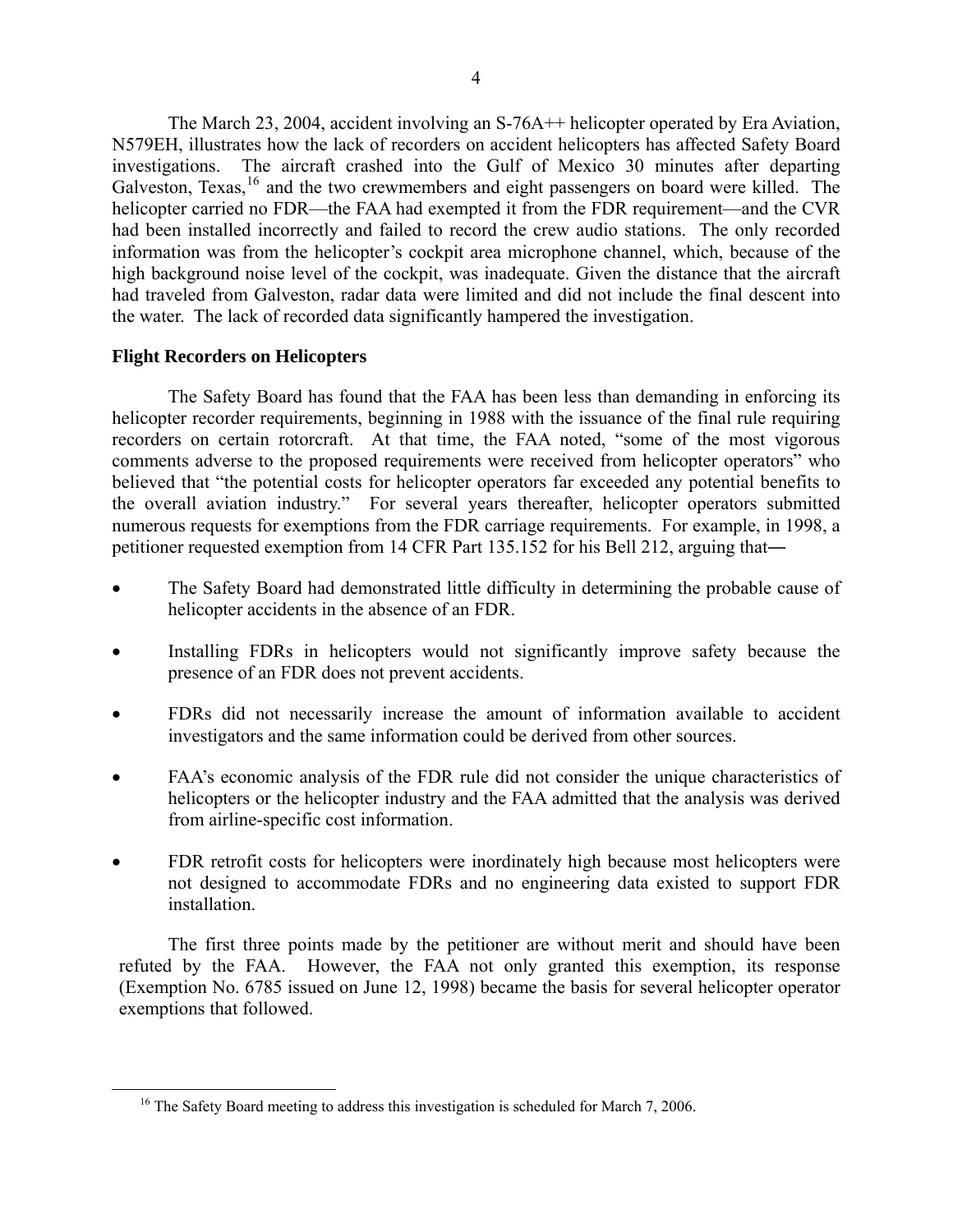The March 23, 2004, accident involving an S-76A++ helicopter operated by Era Aviation, N579EH, illustrates how the lack of recorders on accident helicopters has affected Safety Board investigations. The aircraft crashed into the Gulf of Mexico 30 minutes after departing Galveston, Texas,[16] and the two crewmembers and eight passengers on board were killed. The helicopter carried no FDR—the FAA had exempted it from the FDR requirement—and the CVR had been installed incorrectly and failed to record the crew audio stations. The only recorded information was from the helicopter's cockpit area microphone channel, which, because of the high background noise level of the cockpit, was inadequate. Given the distance that the aircraft had traveled from Galveston, radar data were limited and did not include the final descent into the water. The lack of recorded data significantly hampered the investigation.

**Flight Recorders on Helicopters**

The Safety Board has found that the FAA has been less than demanding in enforcing its helicopter recorder requirements, beginning in 1988 with the issuance of the final rule requiring recorders on certain rotorcraft. At that time, the FAA noted, "some of the most vigorous comments adverse to the proposed requirements were received from helicopter operators" who believed that "the potential costs for helicopter operators far exceeded any potential benefits to the overall aviation industry." For several years thereafter, helicopter operators submitted numerous requests for exemptions from the FDR carriage requirements. For example, in 1998, a petitioner requested exemption from 14 CFR Part 135.152 for his Bell 212, arguing that―

- The Safety Board had demonstrated little difficulty in determining the probable cause of helicopter accidents in the absence of an FDR.
- Installing FDRs in helicopters would not significantly improve safety because the presence of an FDR does not prevent accidents.
- FDRs did not necessarily increase the amount of information available to accident investigators and the same information could be derived from other sources.
- FAA's economic analysis of the FDR rule did not consider the unique characteristics of helicopters or the helicopter industry and the FAA admitted that the analysis was derived from airline-specific cost information.
- FDR retrofit costs for helicopters were inordinately high because most helicopters were not designed to accommodate FDRs and no engineering data existed to support FDR installation.

The first three points made by the petitioner are without merit and should have been refuted by the FAA. However, the FAA not only granted this exemption, its response (Exemption No. 6785 issued on June 12, 1998) became the basis for several helicopter operator exemptions that followed.

[16] The Safety Board meeting to address this investigation is scheduled for March 7, 2006.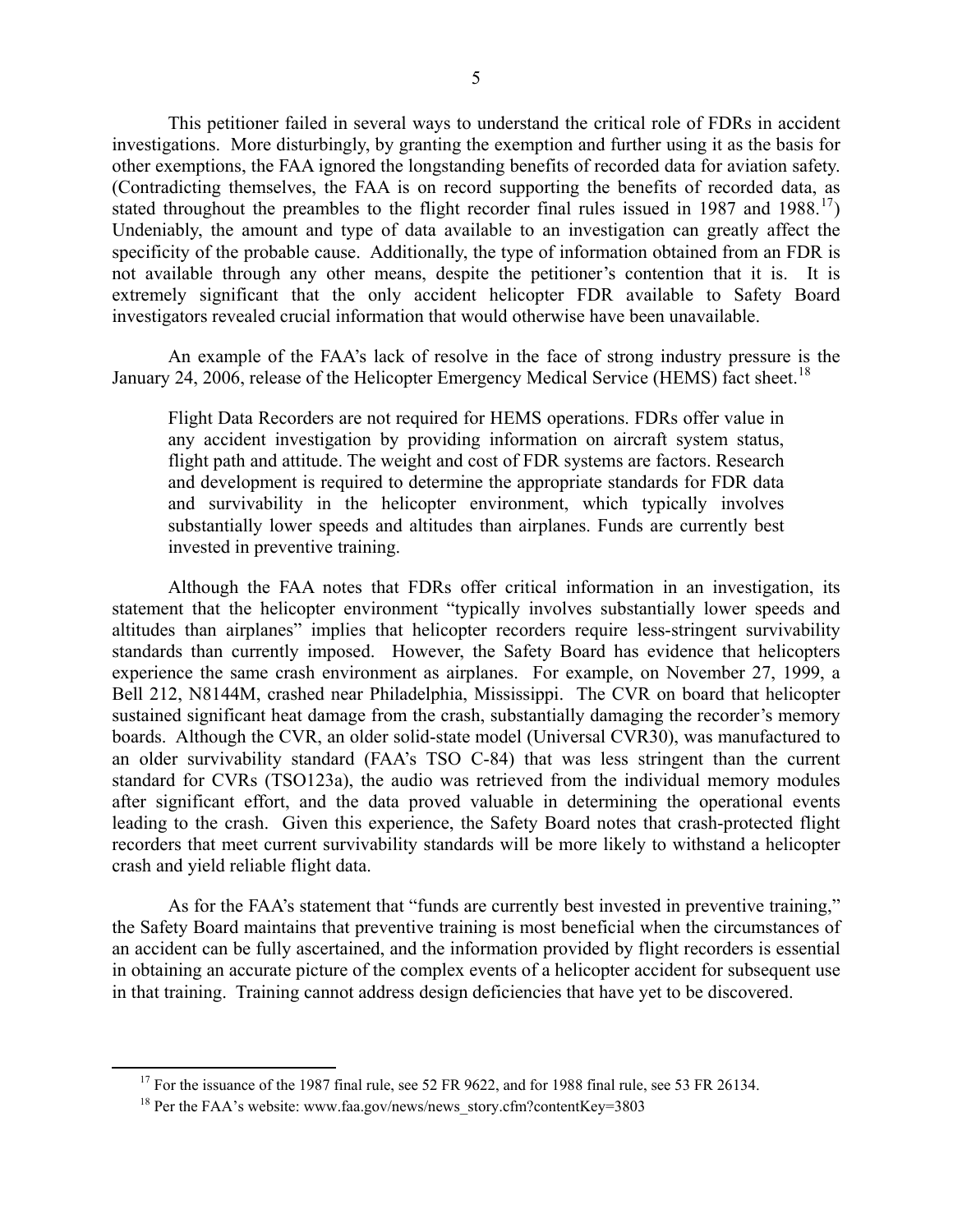This petitioner failed in several ways to understand the critical role of FDRs in accident investigations. More disturbingly, by granting the exemption and further using it as the basis for other exemptions, the FAA ignored the longstanding benefits of recorded data for aviation safety. (Contradicting themselves, the FAA is on record supporting the benefits of recorded data, as stated throughout the preambles to the flight recorder final rules issued in 1987 and 1988.[17]) Undeniably, the amount and type of data available to an investigation can greatly affect the specificity of the probable cause. Additionally, the type of information obtained from an FDR is not available through any other means, despite the petitioner's contention that it is. It is extremely significant that the only accident helicopter FDR available to Safety Board investigators revealed crucial information that would otherwise have been unavailable.

An example of the FAA's lack of resolve in the face of strong industry pressure is the January 24, 2006, release of the Helicopter Emergency Medical Service (HEMS) fact sheet.[18]

> Flight Data Recorders are not required for HEMS operations. FDRs offer value in any accident investigation by providing information on aircraft system status, flight path and attitude. The weight and cost of FDR systems are factors. Research and development is required to determine the appropriate standards for FDR data and survivability in the helicopter environment, which typically involves substantially lower speeds and altitudes than airplanes. Funds are currently best invested in preventive training.

Although the FAA notes that FDRs offer critical information in an investigation, its statement that the helicopter environment "typically involves substantially lower speeds and altitudes than airplanes" implies that helicopter recorders require less-stringent survivability standards than currently imposed. However, the Safety Board has evidence that helicopters experience the same crash environment as airplanes. For example, on November 27, 1999, a Bell 212, N8144M, crashed near Philadelphia, Mississippi. The CVR on board that helicopter sustained significant heat damage from the crash, substantially damaging the recorder's memory boards. Although the CVR, an older solid-state model (Universal CVR30), was manufactured to an older survivability standard (FAA's TSO C-84) that was less stringent than the current standard for CVRs (TSO123a), the audio was retrieved from the individual memory modules after significant effort, and the data proved valuable in determining the operational events leading to the crash. Given this experience, the Safety Board notes that crash-protected flight recorders that meet current survivability standards will be more likely to withstand a helicopter crash and yield reliable flight data.

As for the FAA's statement that "funds are currently best invested in preventive training," the Safety Board maintains that preventive training is most beneficial when the circumstances of an accident can be fully ascertained, and the information provided by flight recorders is essential in obtaining an accurate picture of the complex events of a helicopter accident for subsequent use in that training. Training cannot address design deficiencies that have yet to be discovered.

---

[17] For the issuance of the 1987 final rule, see 52 FR 9622, and for 1988 final rule, see 53 FR 26134.

[18] Per the FAA's website: www.faa.gov/news/news_story.cfm?contentKey=3803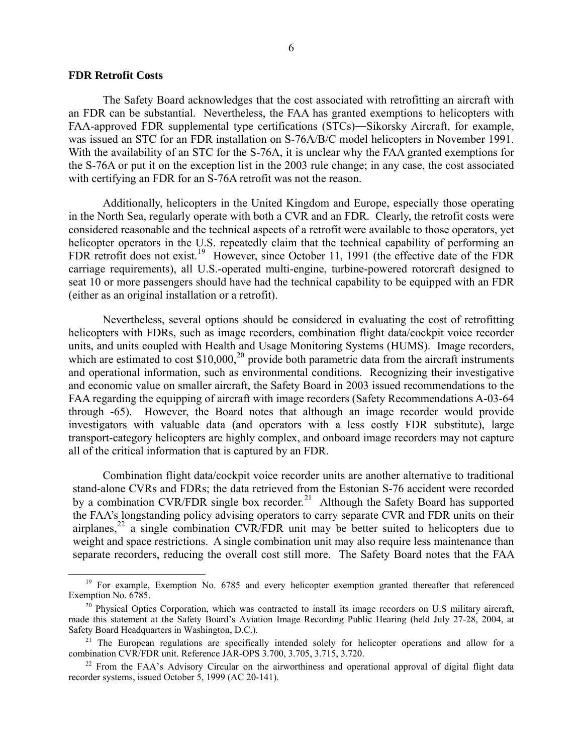**FDR Retrofit Costs**

The Safety Board acknowledges that the cost associated with retrofitting an aircraft with an FDR can be substantial. Nevertheless, the FAA has granted exemptions to helicopters with FAA-approved FDR supplemental type certifications (STCs)―Sikorsky Aircraft, for example, was issued an STC for an FDR installation on S-76A/B/C model helicopters in November 1991. With the availability of an STC for the S-76A, it is unclear why the FAA granted exemptions for the S-76A or put it on the exception list in the 2003 rule change; in any case, the cost associated with certifying an FDR for an S-76A retrofit was not the reason.

Additionally, helicopters in the United Kingdom and Europe, especially those operating in the North Sea, regularly operate with both a CVR and an FDR. Clearly, the retrofit costs were considered reasonable and the technical aspects of a retrofit were available to those operators, yet helicopter operators in the U.S. repeatedly claim that the technical capability of performing an FDR retrofit does not exist.[19] However, since October 11, 1991 (the effective date of the FDR carriage requirements), all U.S.-operated multi-engine, turbine-powered rotorcraft designed to seat 10 or more passengers should have had the technical capability to be equipped with an FDR (either as an original installation or a retrofit).

Nevertheless, several options should be considered in evaluating the cost of retrofitting helicopters with FDRs, such as image recorders, combination flight data/cockpit voice recorder units, and units coupled with Health and Usage Monitoring Systems (HUMS). Image recorders, which are estimated to cost $10,000,[20] provide both parametric data from the aircraft instruments and operational information, such as environmental conditions. Recognizing their investigative and economic value on smaller aircraft, the Safety Board in 2003 issued recommendations to the FAA regarding the equipping of aircraft with image recorders (Safety Recommendations A-03-64 through -65). However, the Board notes that although an image recorder would provide investigators with valuable data (and operators with a less costly FDR substitute), large transport-category helicopters are highly complex, and onboard image recorders may not capture all of the critical information that is captured by an FDR.

Combination flight data/cockpit voice recorder units are another alternative to traditional stand-alone CVRs and FDRs; the data retrieved from the Estonian S-76 accident were recorded by a combination CVR/FDR single box recorder.[21] Although the Safety Board has supported the FAA's longstanding policy advising operators to carry separate CVR and FDR units on their airplanes,[22] a single combination CVR/FDR unit may be better suited to helicopters due to weight and space restrictions. A single combination unit may also require less maintenance than separate recorders, reducing the overall cost still more. The Safety Board notes that the FAA

---

[19] For example, Exemption No. 6785 and every helicopter exemption granted thereafter that referenced Exemption No. 6785.

[20] Physical Optics Corporation, which was contracted to install its image recorders on U.S military aircraft, made this statement at the Safety Board's Aviation Image Recording Public Hearing (held July 27-28, 2004, at Safety Board Headquarters in Washington, D.C.).

[21] The European regulations are specifically intended solely for helicopter operations and allow for a combination CVR/FDR unit. Reference JAR-OPS 3.700, 3.705, 3.715, 3.720.

[22] From the FAA's Advisory Circular on the airworthiness and operational approval of digital flight data recorder systems, issued October 5, 1999 (AC 20-141).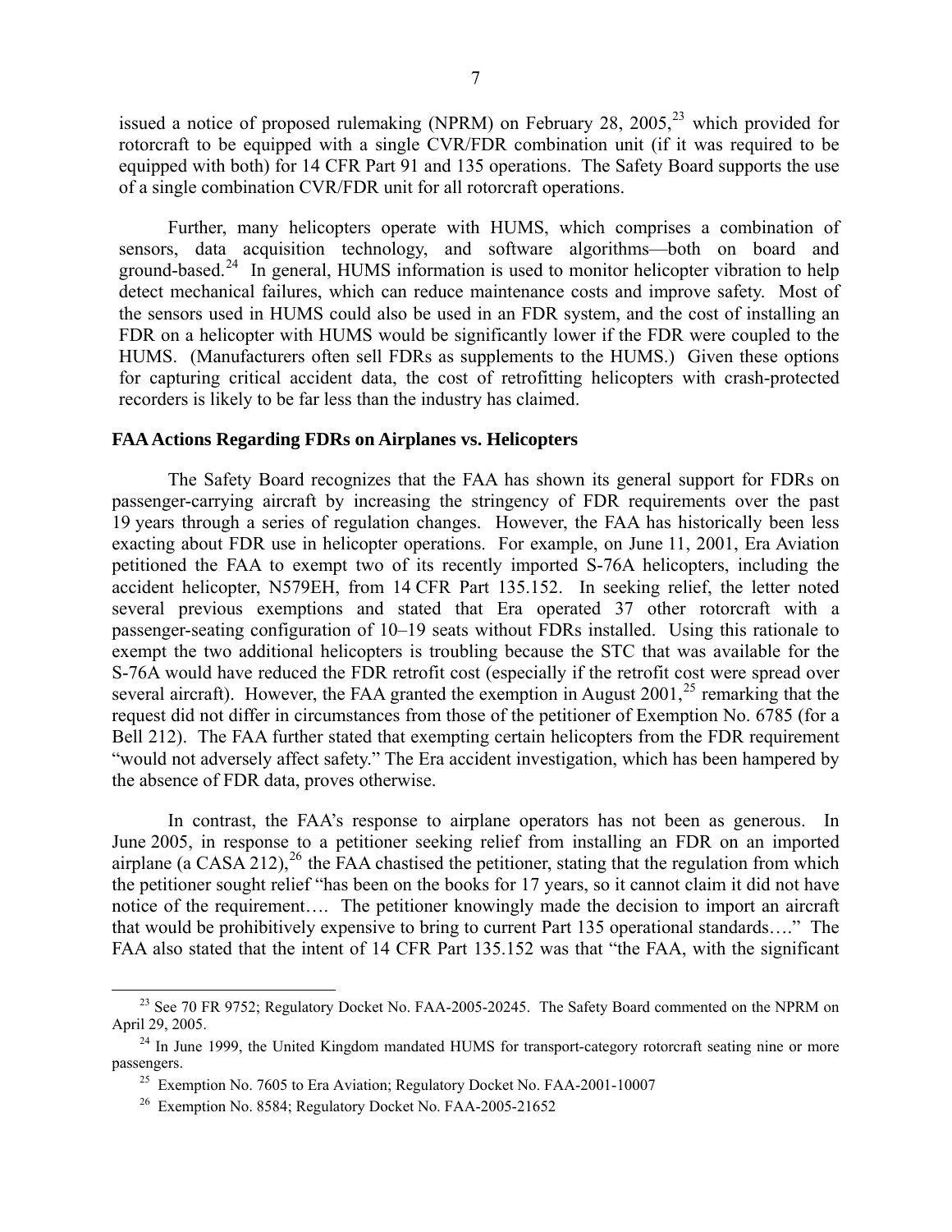issued a notice of proposed rulemaking (NPRM) on February 28, 2005,[23] which provided for rotorcraft to be equipped with a single CVR/FDR combination unit (if it was required to be equipped with both) for 14 CFR Part 91 and 135 operations. The Safety Board supports the use of a single combination CVR/FDR unit for all rotorcraft operations.

Further, many helicopters operate with HUMS, which comprises a combination of sensors, data acquisition technology, and software algorithms—both on board and ground-based.[24] In general, HUMS information is used to monitor helicopter vibration to help detect mechanical failures, which can reduce maintenance costs and improve safety. Most of the sensors used in HUMS could also be used in an FDR system, and the cost of installing an FDR on a helicopter with HUMS would be significantly lower if the FDR were coupled to the HUMS. (Manufacturers often sell FDRs as supplements to the HUMS.) Given these options for capturing critical accident data, the cost of retrofitting helicopters with crash-protected recorders is likely to be far less than the industry has claimed.

**FAA Actions Regarding FDRs on Airplanes vs. Helicopters**

The Safety Board recognizes that the FAA has shown its general support for FDRs on passenger-carrying aircraft by increasing the stringency of FDR requirements over the past 19 years through a series of regulation changes. However, the FAA has historically been less exacting about FDR use in helicopter operations. For example, on June 11, 2001, Era Aviation petitioned the FAA to exempt two of its recently imported S-76A helicopters, including the accident helicopter, N579EH, from 14 CFR Part 135.152. In seeking relief, the letter noted several previous exemptions and stated that Era operated 37 other rotorcraft with a passenger-seating configuration of 10–19 seats without FDRs installed. Using this rationale to exempt the two additional helicopters is troubling because the STC that was available for the S-76A would have reduced the FDR retrofit cost (especially if the retrofit cost were spread over several aircraft). However, the FAA granted the exemption in August 2001,[25] remarking that the request did not differ in circumstances from those of the petitioner of Exemption No. 6785 (for a Bell 212). The FAA further stated that exempting certain helicopters from the FDR requirement "would not adversely affect safety." The Era accident investigation, which has been hampered by the absence of FDR data, proves otherwise.

In contrast, the FAA's response to airplane operators has not been as generous. In June 2005, in response to a petitioner seeking relief from installing an FDR on an imported airplane (a CASA 212),[26] the FAA chastised the petitioner, stating that the regulation from which the petitioner sought relief "has been on the books for 17 years, so it cannot claim it did not have notice of the requirement…. The petitioner knowingly made the decision to import an aircraft that would be prohibitively expensive to bring to current Part 135 operational standards…." The FAA also stated that the intent of 14 CFR Part 135.152 was that "the FAA, with the significant

---

[23] See 70 FR 9752; Regulatory Docket No. FAA-2005-20245. The Safety Board commented on the NPRM on April 29, 2005.

[24] In June 1999, the United Kingdom mandated HUMS for transport-category rotorcraft seating nine or more passengers.

[25] Exemption No. 7605 to Era Aviation; Regulatory Docket No. FAA-2001-10007

[26] Exemption No. 8584; Regulatory Docket No. FAA-2005-21652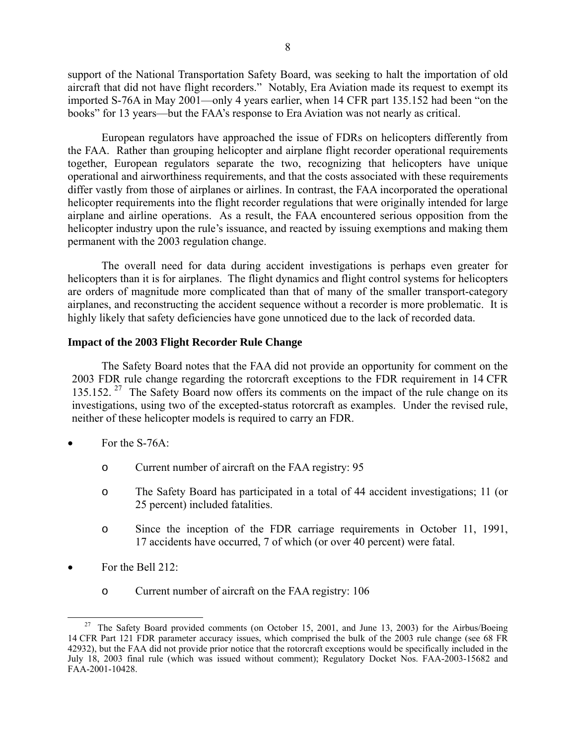support of the National Transportation Safety Board, was seeking to halt the importation of old aircraft that did not have flight recorders." Notably, Era Aviation made its request to exempt its imported S-76A in May 2001—only 4 years earlier, when 14 CFR part 135.152 had been "on the books" for 13 years—but the FAA's response to Era Aviation was not nearly as critical.

European regulators have approached the issue of FDRs on helicopters differently from the FAA. Rather than grouping helicopter and airplane flight recorder operational requirements together, European regulators separate the two, recognizing that helicopters have unique operational and airworthiness requirements, and that the costs associated with these requirements differ vastly from those of airplanes or airlines. In contrast, the FAA incorporated the operational helicopter requirements into the flight recorder regulations that were originally intended for large airplane and airline operations. As a result, the FAA encountered serious opposition from the helicopter industry upon the rule's issuance, and reacted by issuing exemptions and making them permanent with the 2003 regulation change.

The overall need for data during accident investigations is perhaps even greater for helicopters than it is for airplanes. The flight dynamics and flight control systems for helicopters are orders of magnitude more complicated than that of many of the smaller transport-category airplanes, and reconstructing the accident sequence without a recorder is more problematic. It is highly likely that safety deficiencies have gone unnoticed due to the lack of recorded data.

**Impact of the 2003 Flight Recorder Rule Change**

The Safety Board notes that the FAA did not provide an opportunity for comment on the 2003 FDR rule change regarding the rotorcraft exceptions to the FDR requirement in 14 CFR 135.152.[27] The Safety Board now offers its comments on the impact of the rule change on its investigations, using two of the excepted-status rotorcraft as examples. Under the revised rule, neither of these helicopter models is required to carry an FDR.

- For the S-76A:
  - Current number of aircraft on the FAA registry: 95
  - The Safety Board has participated in a total of 44 accident investigations; 11 (or 25 percent) included fatalities.
  - Since the inception of the FDR carriage requirements in October 11, 1991, 17 accidents have occurred, 7 of which (or over 40 percent) were fatal.
- For the Bell 212:
  - Current number of aircraft on the FAA registry: 106

[27] The Safety Board provided comments (on October 15, 2001, and June 13, 2003) for the Airbus/Boeing 14 CFR Part 121 FDR parameter accuracy issues, which comprised the bulk of the 2003 rule change (see 68 FR 42932), but the FAA did not provide prior notice that the rotorcraft exceptions would be specifically included in the July 18, 2003 final rule (which was issued without comment); Regulatory Docket Nos. FAA-2003-15682 and FAA-2001-10428.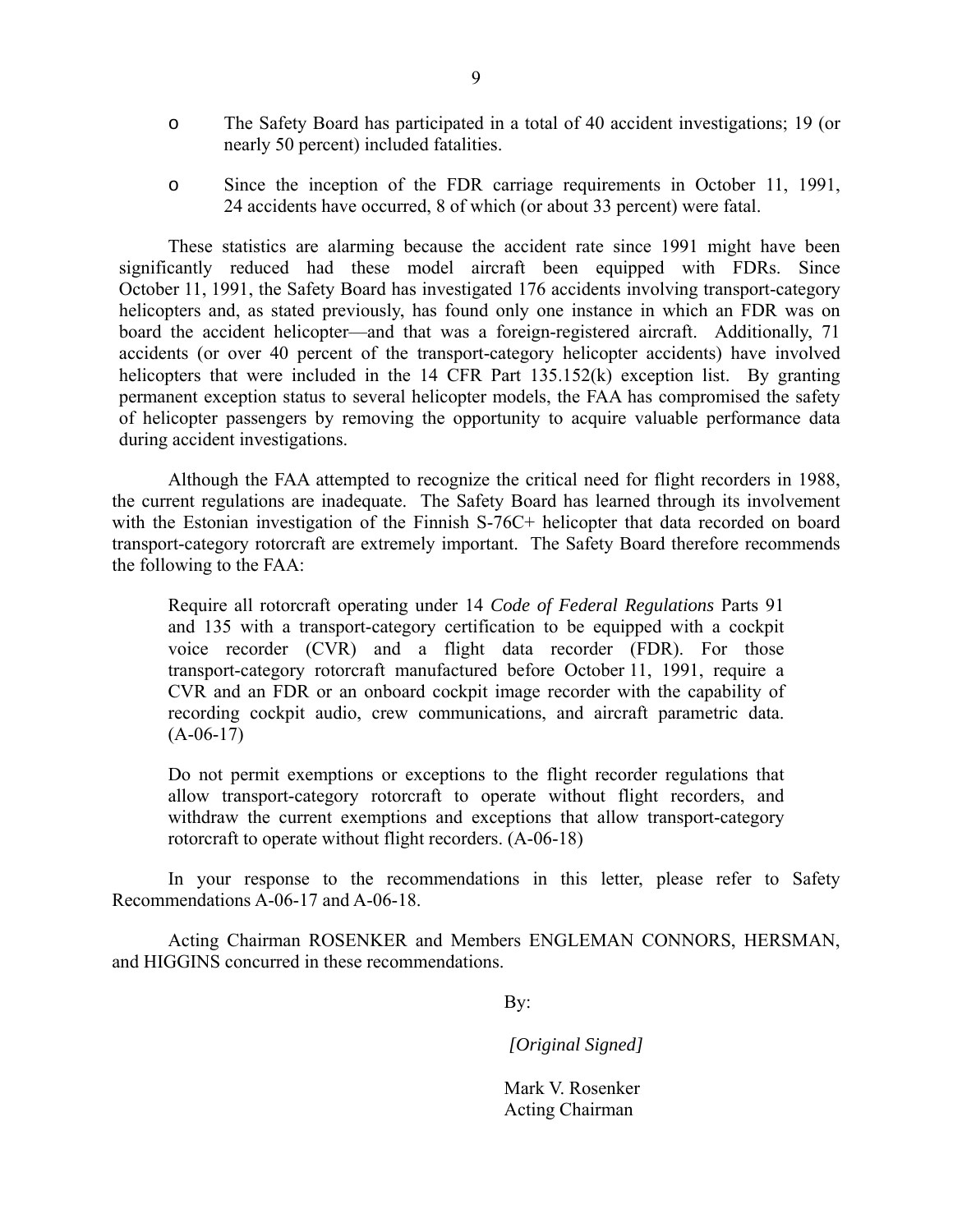- The Safety Board has participated in a total of 40 accident investigations; 19 (or nearly 50 percent) included fatalities.
- Since the inception of the FDR carriage requirements in October 11, 1991, 24 accidents have occurred, 8 of which (or about 33 percent) were fatal.

These statistics are alarming because the accident rate since 1991 might have been significantly reduced had these model aircraft been equipped with FDRs. Since October 11, 1991, the Safety Board has investigated 176 accidents involving transport-category helicopters and, as stated previously, has found only one instance in which an FDR was on board the accident helicopter—and that was a foreign-registered aircraft. Additionally, 71 accidents (or over 40 percent of the transport-category helicopter accidents) have involved helicopters that were included in the 14 CFR Part 135.152(k) exception list. By granting permanent exception status to several helicopter models, the FAA has compromised the safety of helicopter passengers by removing the opportunity to acquire valuable performance data during accident investigations.

Although the FAA attempted to recognize the critical need for flight recorders in 1988, the current regulations are inadequate. The Safety Board has learned through its involvement with the Estonian investigation of the Finnish S-76C+ helicopter that data recorded on board transport-category rotorcraft are extremely important. The Safety Board therefore recommends the following to the FAA:

> Require all rotorcraft operating under 14 *Code of Federal Regulations* Parts 91 and 135 with a transport-category certification to be equipped with a cockpit voice recorder (CVR) and a flight data recorder (FDR). For those transport-category rotorcraft manufactured before October 11, 1991, require a CVR and an FDR or an onboard cockpit image recorder with the capability of recording cockpit audio, crew communications, and aircraft parametric data. (A-06-17)
>
> Do not permit exemptions or exceptions to the flight recorder regulations that allow transport-category rotorcraft to operate without flight recorders, and withdraw the current exemptions and exceptions that allow transport-category rotorcraft to operate without flight recorders. (A-06-18)

In your response to the recommendations in this letter, please refer to Safety Recommendations A-06-17 and A-06-18.

Acting Chairman ROSENKER and Members ENGLEMAN CONNORS, HERSMAN, and HIGGINS concurred in these recommendations.

By:

*[Original Signed]*

Mark V. Rosenker
Acting Chairman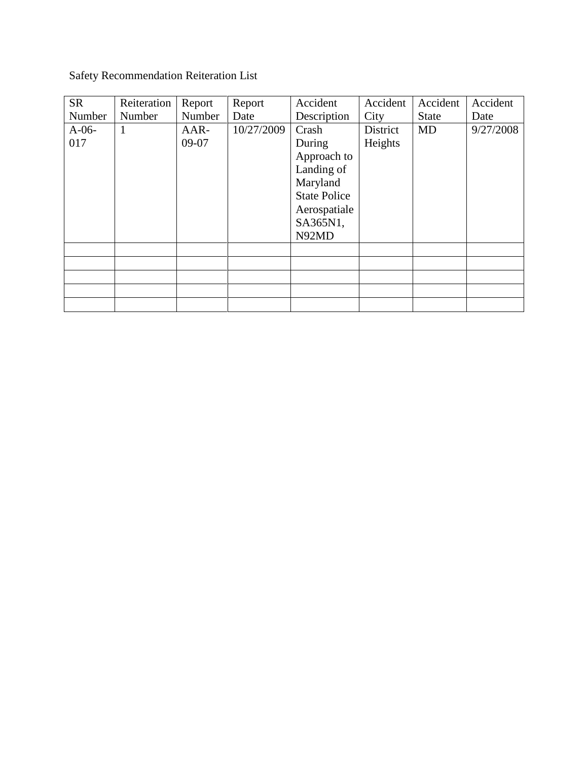Safety Recommendation Reiteration List

| SR Number | Reiteration Number | Report Number | Report Date | Accident Description | Accident City | Accident State | Accident Date |
| --- | --- | --- | --- | --- | --- | --- | --- |
| A-06-017 | 1 | AAR-09-07 | 10/27/2009 | Crash During Approach to Landing of Maryland State Police Aerospatiale SA365N1, N92MD | District Heights | MD | 9/27/2008 |
| | | | | | | | |
| | | | | | | | |
| | | | | | | | |
| | | | | | | | |
| | | | | | | | |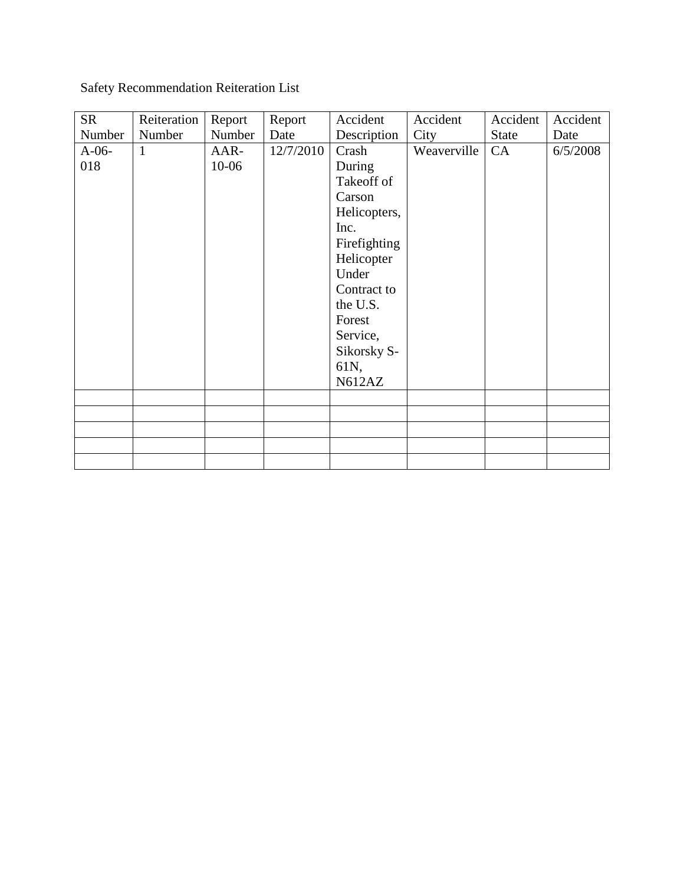Safety Recommendation Reiteration List

| SR Number | Reiteration Number | Report Number | Report Date | Accident Description | Accident City | Accident State | Accident Date |
| --- | --- | --- | --- | --- | --- | --- | --- |
| A-06-018 | 1 | AAR-10-06 | 12/7/2010 | Crash During Takeoff of Carson Helicopters, Inc. Firefighting Helicopter Under Contract to the U.S. Forest Service, Sikorsky S-61N, N612AZ | Weaverville | CA | 6/5/2008 |
| | | | | | | | |
| | | | | | | | |
| | | | | | | | |
| | | | | | | | |
| | | | | | | | |